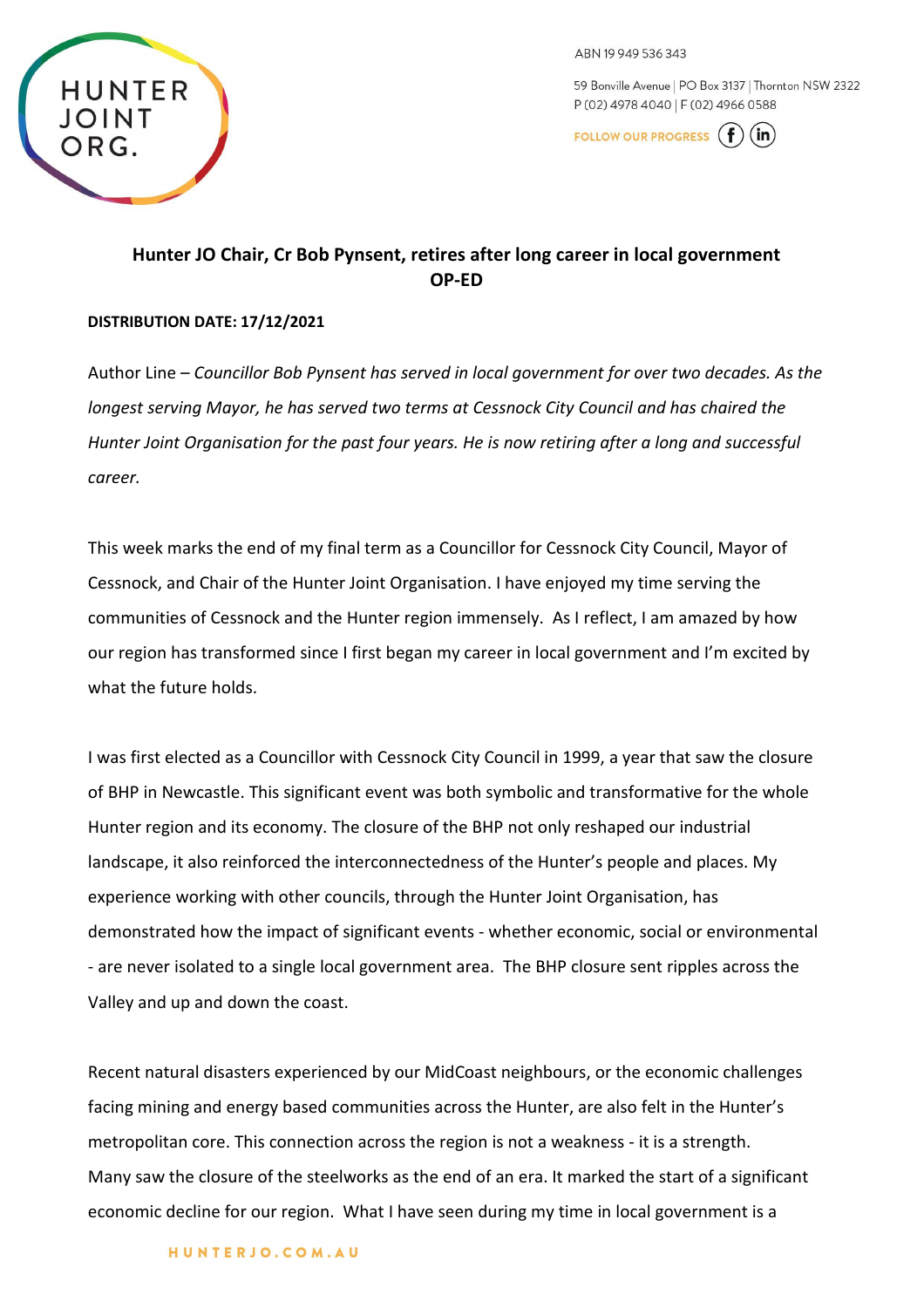ABN 19 949 536 343

59 Bonville Avenue | PO Box 3137 | Thornton NSW 2322
P (02) 4978 4040 | F (02) 4966 0588

FOLLOW OUR PROGRESS

# Hunter JO Chair, Cr Bob Pynsent, retires after long career in local government
## OP-ED

**DISTRIBUTION DATE: 17/12/2021**

Author Line – *Councillor Bob Pynsent has served in local government for over two decades. As the longest serving Mayor, he has served two terms at Cessnock City Council and has chaired the Hunter Joint Organisation for the past four years. He is now retiring after a long and successful career.*

This week marks the end of my final term as a Councillor for Cessnock City Council, Mayor of Cessnock, and Chair of the Hunter Joint Organisation. I have enjoyed my time serving the communities of Cessnock and the Hunter region immensely. As I reflect, I am amazed by how our region has transformed since I first began my career in local government and I'm excited by what the future holds.

I was first elected as a Councillor with Cessnock City Council in 1999, a year that saw the closure of BHP in Newcastle. This significant event was both symbolic and transformative for the whole Hunter region and its economy. The closure of the BHP not only reshaped our industrial landscape, it also reinforced the interconnectedness of the Hunter's people and places. My experience working with other councils, through the Hunter Joint Organisation, has demonstrated how the impact of significant events - whether economic, social or environmental - are never isolated to a single local government area. The BHP closure sent ripples across the Valley and up and down the coast.

Recent natural disasters experienced by our MidCoast neighbours, or the economic challenges facing mining and energy based communities across the Hunter, are also felt in the Hunter's metropolitan core. This connection across the region is not a weakness - it is a strength.
Many saw the closure of the steelworks as the end of an era. It marked the start of a significant economic decline for our region. What I have seen during my time in local government is a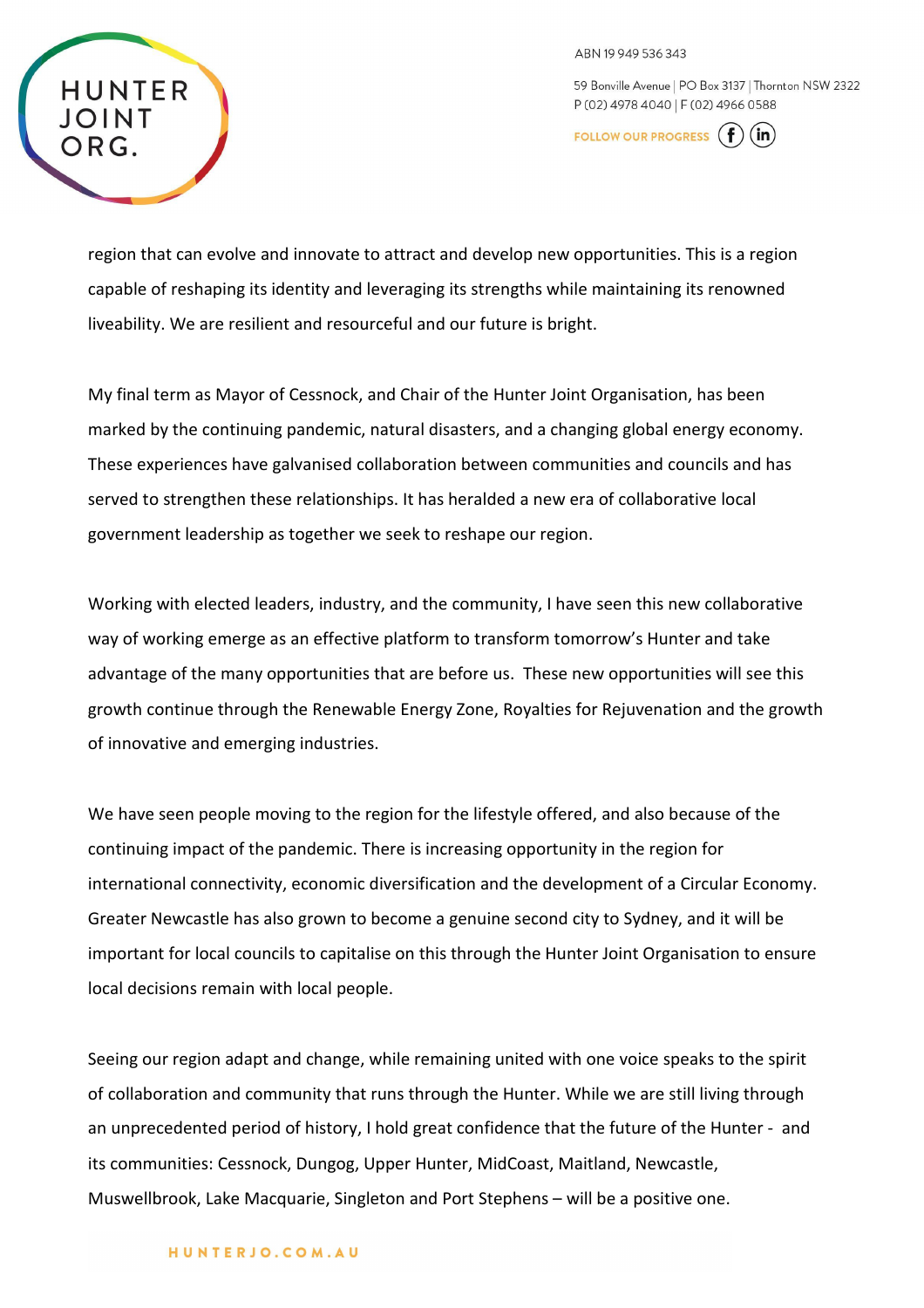region that can evolve and innovate to attract and develop new opportunities. This is a region capable of reshaping its identity and leveraging its strengths while maintaining its renowned liveability. We are resilient and resourceful and our future is bright.

My final term as Mayor of Cessnock, and Chair of the Hunter Joint Organisation, has been marked by the continuing pandemic, natural disasters, and a changing global energy economy. These experiences have galvanised collaboration between communities and councils and has served to strengthen these relationships. It has heralded a new era of collaborative local government leadership as together we seek to reshape our region.

Working with elected leaders, industry, and the community, I have seen this new collaborative way of working emerge as an effective platform to transform tomorrow's Hunter and take advantage of the many opportunities that are before us. These new opportunities will see this growth continue through the Renewable Energy Zone, Royalties for Rejuvenation and the growth of innovative and emerging industries.

We have seen people moving to the region for the lifestyle offered, and also because of the continuing impact of the pandemic. There is increasing opportunity in the region for international connectivity, economic diversification and the development of a Circular Economy. Greater Newcastle has also grown to become a genuine second city to Sydney, and it will be important for local councils to capitalise on this through the Hunter Joint Organisation to ensure local decisions remain with local people.

Seeing our region adapt and change, while remaining united with one voice speaks to the spirit of collaboration and community that runs through the Hunter. While we are still living through an unprecedented period of history, I hold great confidence that the future of the Hunter - and its communities: Cessnock, Dungog, Upper Hunter, MidCoast, Maitland, Newcastle, Muswellbrook, Lake Macquarie, Singleton and Port Stephens – will be a positive one.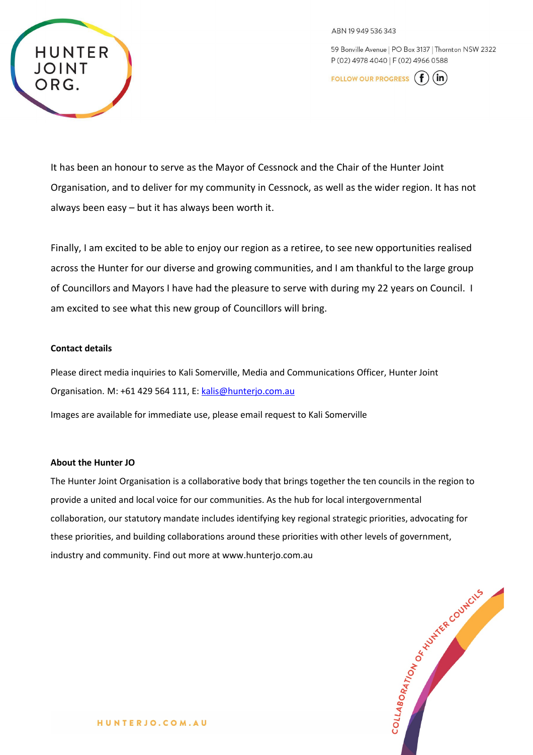It has been an honour to serve as the Mayor of Cessnock and the Chair of the Hunter Joint Organisation, and to deliver for my community in Cessnock, as well as the wider region. It has not always been easy – but it has always been worth it.

Finally, I am excited to be able to enjoy our region as a retiree, to see new opportunities realised across the Hunter for our diverse and growing communities, and I am thankful to the large group of Councillors and Mayors I have had the pleasure to serve with during my 22 years on Council. I am excited to see what this new group of Councillors will bring.

**Contact details**

Please direct media inquiries to Kali Somerville, Media and Communications Officer, Hunter Joint Organisation. M: +61 429 564 111, E: kalis@hunterjo.com.au

Images are available for immediate use, please email request to Kali Somerville

**About the Hunter JO**

The Hunter Joint Organisation is a collaborative body that brings together the ten councils in the region to provide a united and local voice for our communities. As the hub for local intergovernmental collaboration, our statutory mandate includes identifying key regional strategic priorities, advocating for these priorities, and building collaborations around these priorities with other levels of government, industry and community. Find out more at www.hunterjo.com.au